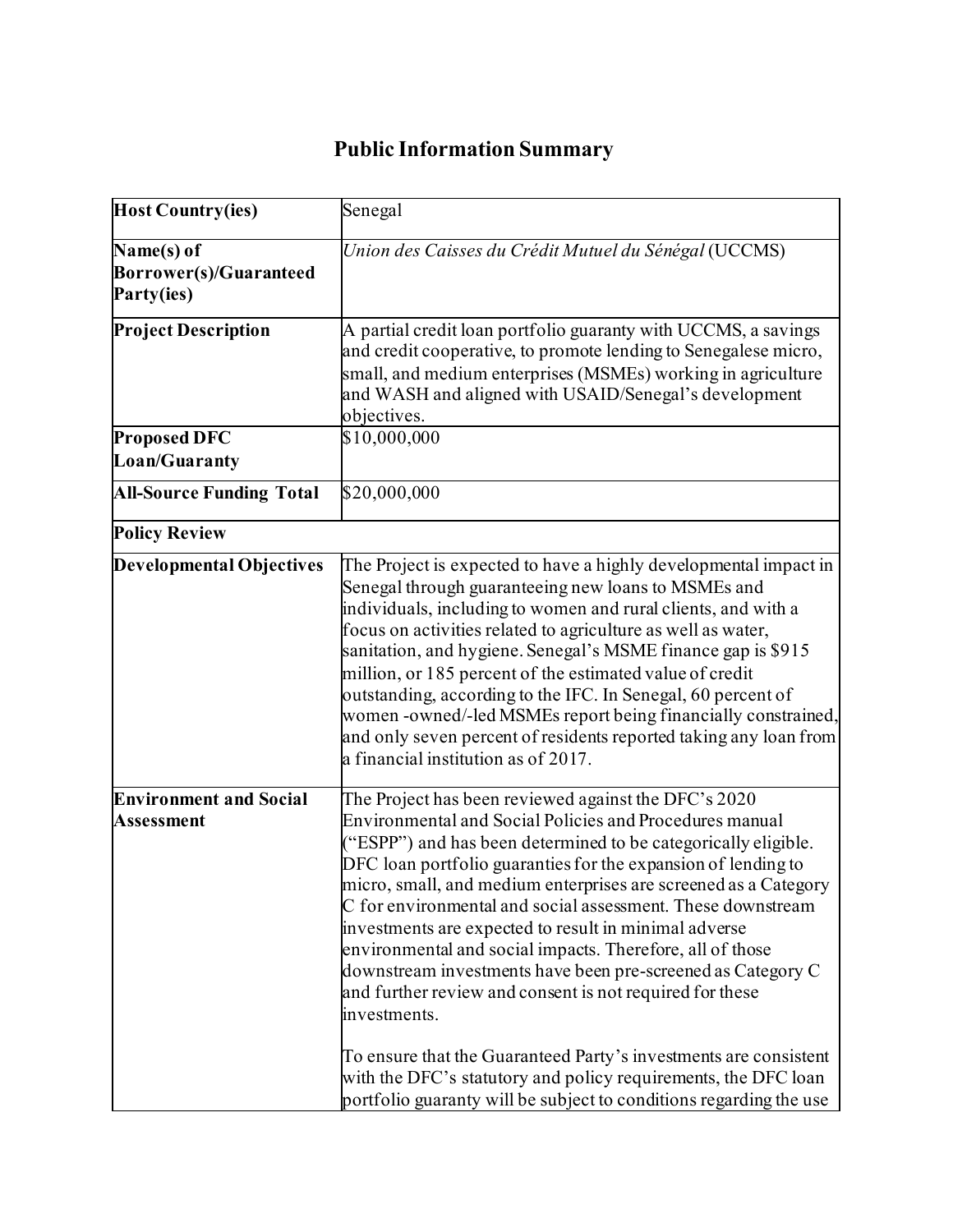# Public Information Summary

| | |
|---|---|
| **Host Country(ies)** | Senegal |
| **Name(s) of Borrower(s)/Guaranteed Party(ies)** | *Union des Caisses du Crédit Mutuel du Sénégal* (UCCMS) |
| **Project Description** | A partial credit loan portfolio guaranty with UCCMS, a savings and credit cooperative, to promote lending to Senegalese micro, small, and medium enterprises (MSMEs) working in agriculture and WASH and aligned with USAID/Senegal's development objectives. |
| **Proposed DFC Loan/Guaranty** | $10,000,000 |
| **All-Source Funding Total** | $20,000,000 |
| **Policy Review** | |
| **Developmental Objectives** | The Project is expected to have a highly developmental impact in Senegal through guaranteeing new loans to MSMEs and individuals, including to women and rural clients, and with a focus on activities related to agriculture as well as water, sanitation, and hygiene. Senegal's MSME finance gap is $915 million, or 185 percent of the estimated value of credit outstanding, according to the IFC. In Senegal, 60 percent of women -owned/-led MSMEs report being financially constrained, and only seven percent of residents reported taking any loan from a financial institution as of 2017. |
| **Environment and Social Assessment** | The Project has been reviewed against the DFC's 2020 Environmental and Social Policies and Procedures manual ("ESPP") and has been determined to be categorically eligible. DFC loan portfolio guaranties for the expansion of lending to micro, small, and medium enterprises are screened as a Category C for environmental and social assessment. These downstream investments are expected to result in minimal adverse environmental and social impacts. Therefore, all of those downstream investments have been pre-screened as Category C and further review and consent is not required for these investments.<br><br>To ensure that the Guaranteed Party's investments are consistent with the DFC's statutory and policy requirements, the DFC loan portfolio guaranty will be subject to conditions regarding the use |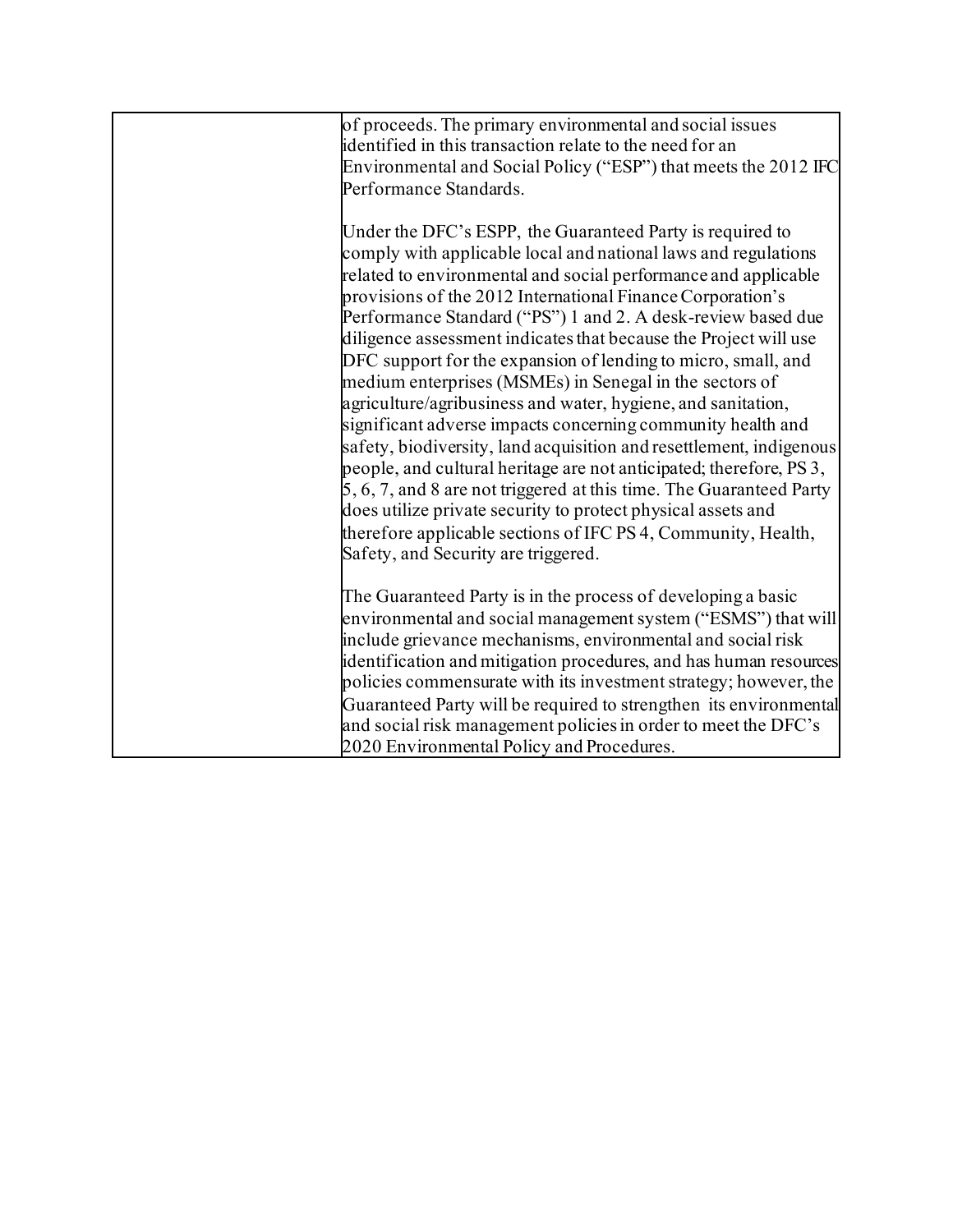| | |
|---|---|
| | of proceeds. The primary environmental and social issues identified in this transaction relate to the need for an Environmental and Social Policy ("ESP") that meets the 2012 IFC Performance Standards.<br><br>Under the DFC's ESPP, the Guaranteed Party is required to comply with applicable local and national laws and regulations related to environmental and social performance and applicable provisions of the 2012 International Finance Corporation's Performance Standard ("PS") 1 and 2. A desk-review based due diligence assessment indicates that because the Project will use DFC support for the expansion of lending to micro, small, and medium enterprises (MSMEs) in Senegal in the sectors of agriculture/agribusiness and water, hygiene, and sanitation, significant adverse impacts concerning community health and safety, biodiversity, land acquisition and resettlement, indigenous people, and cultural heritage are not anticipated; therefore, PS 3, 5, 6, 7, and 8 are not triggered at this time. The Guaranteed Party does utilize private security to protect physical assets and therefore applicable sections of IFC PS 4, Community, Health, Safety, and Security are triggered.<br><br>The Guaranteed Party is in the process of developing a basic environmental and social management system ("ESMS") that will include grievance mechanisms, environmental and social risk identification and mitigation procedures, and has human resources policies commensurate with its investment strategy; however, the Guaranteed Party will be required to strengthen its environmental and social risk management policies in order to meet the DFC's 2020 Environmental Policy and Procedures. |